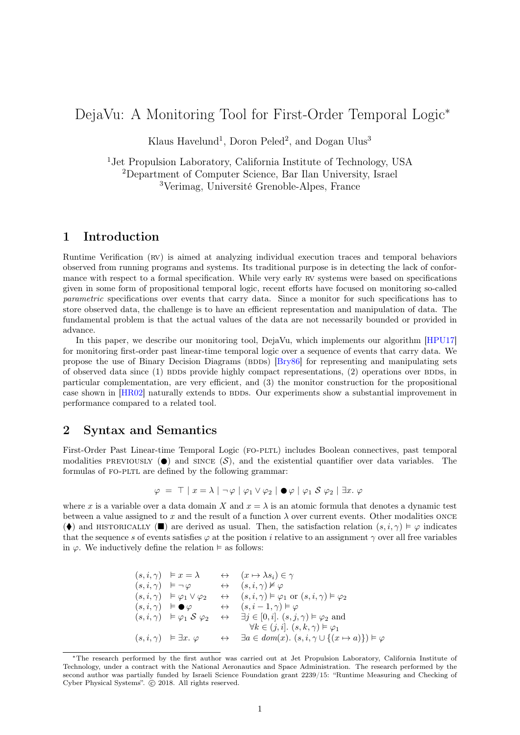# DejaVu: A Monitoring Tool for First-Order Temporal Logic*

Klaus Havelund[1], Doron Peled[2], and Dogan Ulus[3]

[1]Jet Propulsion Laboratory, California Institute of Technology, USA
[2]Department of Computer Science, Bar Ilan University, Israel
[3]Verimag, Université Grenoble-Alpes, France

## 1 Introduction

Runtime Verification (RV) is aimed at analyzing individual execution traces and temporal behaviors observed from running programs and systems. Its traditional purpose is in detecting the lack of conformance with respect to a formal specification. While very early RV systems were based on specifications given in some form of propositional temporal logic, recent efforts have focused on monitoring so-called *parametric* specifications over events that carry data. Since a monitor for such specifications has to store observed data, the challenge is to have an efficient representation and manipulation of data. The fundamental problem is that the actual values of the data are not necessarily bounded or provided in advance.

In this paper, we describe our monitoring tool, DejaVu, which implements our algorithm [HPU17] for monitoring first-order past linear-time temporal logic over a sequence of events that carry data. We propose the use of Binary Decision Diagrams (BDDs) [Bry86] for representing and manipulating sets of observed data since (1) BDDs provide highly compact representations, (2) operations over BDDs, in particular complementation, are very efficient, and (3) the monitor construction for the propositional case shown in [HR02] naturally extends to BDDs. Our experiments show a substantial improvement in performance compared to a related tool.

## 2 Syntax and Semantics

First-Order Past Linear-time Temporal Logic (FO-PLTL) includes Boolean connectives, past temporal modalities PREVIOUSLY ($\CIRCLE$) and SINCE ($\mathcal{S}$), and the existential quantifier over data variables. The formulas of FO-PLTL are defined by the following grammar:

$$\varphi \;=\; \top \mid x = \lambda \mid \neg\,\varphi \mid \varphi_1 \vee \varphi_2 \mid \CIRCLE\,\varphi \mid \varphi_1 \;\mathcal{S}\; \varphi_2 \mid \exists x.\;\varphi$$

where $x$ is a variable over a data domain $X$ and $x = \lambda$ is an atomic formula that denotes a dynamic test between a value assigned to $x$ and the result of a function $\lambda$ over current events. Other modalities ONCE ($\blacklozenge$) and HISTORICALLY ($\blacksquare$) are derived as usual. Then, the satisfaction relation $(s, i, \gamma) \vDash \varphi$ indicates that the sequence $s$ of events satisfies $\varphi$ at the position $i$ relative to an assignment $\gamma$ over all free variables in $\varphi$. We inductively define the relation $\vDash$ as follows:

$$
\begin{array}{llcl}
(s,i,\gamma) & \vDash x = \lambda & \leftrightarrow & (x \mapsto \lambda s_i) \in \gamma \\
(s,i,\gamma) & \vDash \neg\,\varphi & \leftrightarrow & (s,i,\gamma) \nvDash \varphi \\
(s,i,\gamma) & \vDash \varphi_1 \vee \varphi_2 & \leftrightarrow & (s,i,\gamma) \vDash \varphi_1 \text{ or } (s,i,\gamma) \vDash \varphi_2 \\
(s,i,\gamma) & \vDash \CIRCLE\,\varphi & \leftrightarrow & (s,i-1,\gamma) \vDash \varphi \\
(s,i,\gamma) & \vDash \varphi_1 \;\mathcal{S}\; \varphi_2 & \leftrightarrow & \exists j \in [0,i].\; (s,j,\gamma) \vDash \varphi_2 \text{ and} \\
 & & & \forall k \in (j,i].\; (s,k,\gamma) \vDash \varphi_1 \\
(s,i,\gamma) & \vDash \exists x.\;\varphi & \leftrightarrow & \exists a \in dom(x).\; (s,i,\gamma \cup \{(x \mapsto a)\}) \vDash \varphi
\end{array}
$$

---

*The research performed by the first author was carried out at Jet Propulsion Laboratory, California Institute of Technology, under a contract with the National Aeronautics and Space Administration. The research performed by the second author was partially funded by Israeli Science Foundation grant 2239/15: "Runtime Measuring and Checking of Cyber Physical Systems". © 2018. All rights reserved.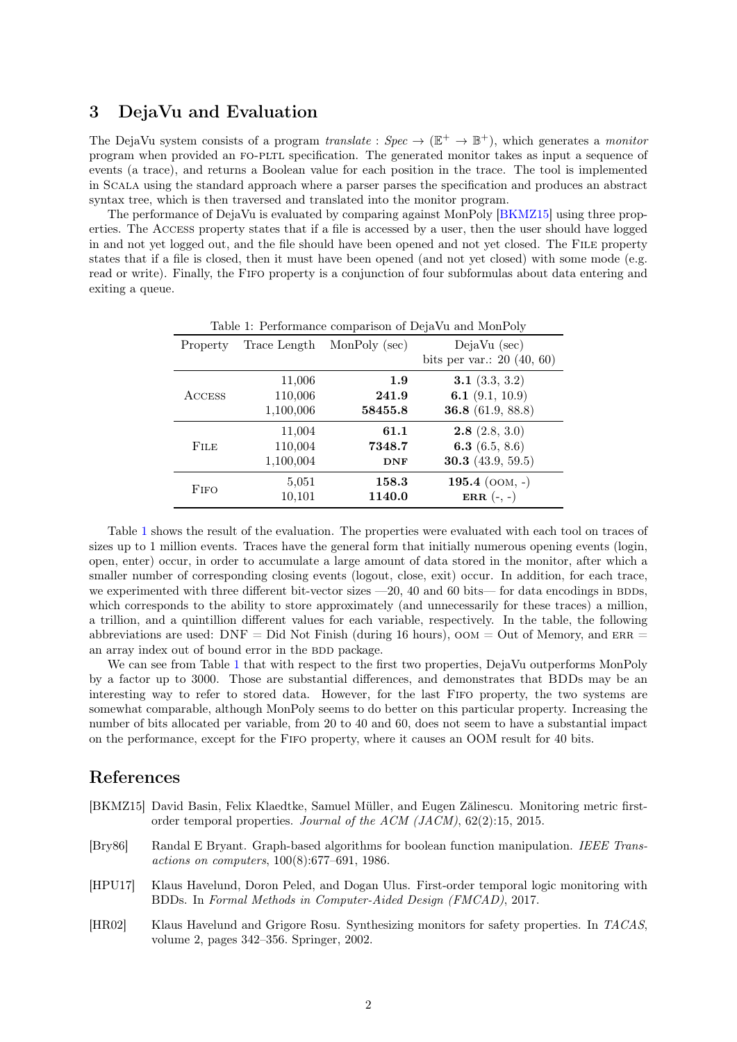# 3 DejaVu and Evaluation

The DejaVu system consists of a program *translate* : *Spec* $\to (\mathbb{E}^+ \to \mathbb{B}^+)$, which generates a *monitor* program when provided an FO-PLTL specification. The generated monitor takes as input a sequence of events (a trace), and returns a Boolean value for each position in the trace. The tool is implemented in Scala using the standard approach where a parser parses the specification and produces an abstract syntax tree, which is then traversed and translated into the monitor program.

The performance of DejaVu is evaluated by comparing against MonPoly [BKMZ15] using three properties. The Access property states that if a file is accessed by a user, then the user should have logged in and not yet logged out, and the file should have been opened and not yet closed. The File property states that if a file is closed, then it must have been opened (and not yet closed) with some mode (e.g. read or write). Finally, the Fifo property is a conjunction of four subformulas about data entering and exiting a queue.

Table 1: Performance comparison of DejaVu and MonPoly

| Property | Trace Length | MonPoly (sec) | DejaVu (sec) bits per var.: 20 (40, 60) |
|---|---|---|---|
| Access | 11,006 | **1.9** | **3.1** (3.3, 3.2) |
| | 110,006 | **241.9** | **6.1** (9.1, 10.9) |
| | 1,100,006 | **58455.8** | **36.8** (61.9, 88.8) |
| File | 11,004 | **61.1** | **2.8** (2.8, 3.0) |
| | 110,004 | **7348.7** | **6.3** (6.5, 8.6) |
| | 1,100,004 | **DNF** | **30.3** (43.9, 59.5) |
| Fifo | 5,051 | **158.3** | **195.4** (OOM, -) |
| | 10,101 | **1140.0** | **ERR** (-, -) |

Table 1 shows the result of the evaluation. The properties were evaluated with each tool on traces of sizes up to 1 million events. Traces have the general form that initially numerous opening events (login, open, enter) occur, in order to accumulate a large amount of data stored in the monitor, after which a smaller number of corresponding closing events (logout, close, exit) occur. In addition, for each trace, we experimented with three different bit-vector sizes —20, 40 and 60 bits— for data encodings in BDDs, which corresponds to the ability to store approximately (and unnecessarily for these traces) a million, a trillion, and a quintillion different values for each variable, respectively. In the table, the following abbreviations are used: DNF = Did Not Finish (during 16 hours), OOM = Out of Memory, and ERR = an array index out of bound error in the BDD package.

We can see from Table 1 that with respect to the first two properties, DejaVu outperforms MonPoly by a factor up to 3000. Those are substantial differences, and demonstrates that BDDs may be an interesting way to refer to stored data. However, for the last Fifo property, the two systems are somewhat comparable, although MonPoly seems to do better on this particular property. Increasing the number of bits allocated per variable, from 20 to 40 and 60, does not seem to have a substantial impact on the performance, except for the Fifo property, where it causes an OOM result for 40 bits.

## References

[BKMZ15] David Basin, Felix Klaedtke, Samuel Müller, and Eugen Zălinescu. Monitoring metric first-order temporal properties. *Journal of the ACM (JACM)*, 62(2):15, 2015.

[Bry86] Randal E Bryant. Graph-based algorithms for boolean function manipulation. *IEEE Transactions on computers*, 100(8):677–691, 1986.

[HPU17] Klaus Havelund, Doron Peled, and Dogan Ulus. First-order temporal logic monitoring with BDDs. In *Formal Methods in Computer-Aided Design (FMCAD)*, 2017.

[HR02] Klaus Havelund and Grigore Rosu. Synthesizing monitors for safety properties. In *TACAS*, volume 2, pages 342–356. Springer, 2002.